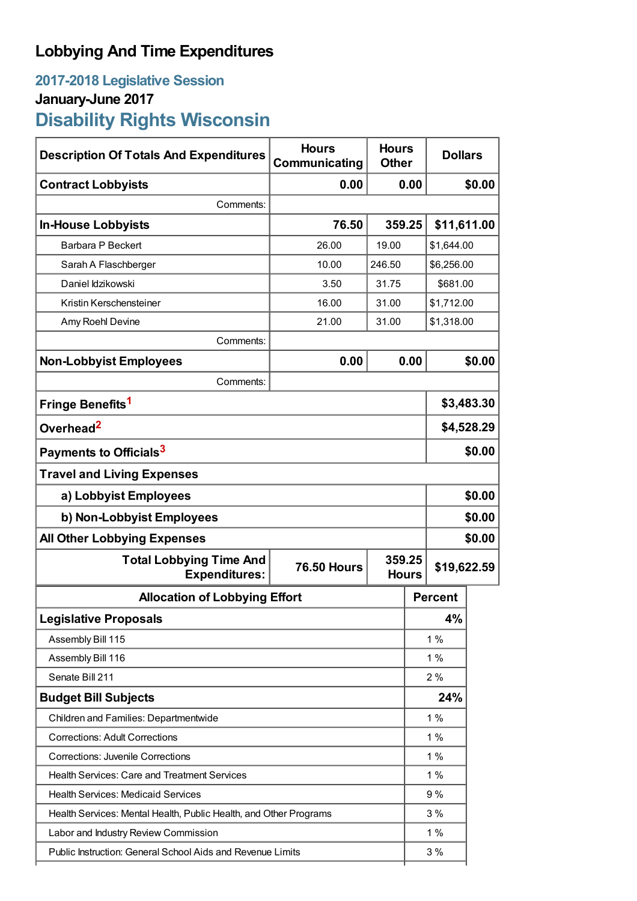# Lobbying And Time Expenditures

## 2017-2018 Legislative Session

### January-June 2017

## Disability Rights Wisconsin

| Description Of Totals And Expenditures | Hours Communicating | Hours Other | Dollars |
|---|---|---|---|
| **Contract Lobbyists** | **0.00** | **0.00** | **$0.00** |
| Comments: | | | |
| **In-House Lobbyists** | **76.50** | **359.25** | **$11,611.00** |
| Barbara P Beckert | 26.00 | 19.00 | $1,644.00 |
| Sarah A Flaschberger | 10.00 | 246.50 | $6,256.00 |
| Daniel Idzikowski | 3.50 | 31.75 | $681.00 |
| Kristin Kerschensteiner | 16.00 | 31.00 | $1,712.00 |
| Amy Roehl Devine | 21.00 | 31.00 | $1,318.00 |
| Comments: | | | |
| **Non-Lobbyist Employees** | **0.00** | **0.00** | **$0.00** |
| Comments: | | | |
| **Fringe Benefits**[1] | | | **$3,483.30** |
| **Overhead**[2] | | | **$4,528.29** |
| **Payments to Officials**[3] | | | **$0.00** |
| **Travel and Living Expenses** | | | |
| **a) Lobbyist Employees** | | | **$0.00** |
| **b) Non-Lobbyist Employees** | | | **$0.00** |
| **All Other Lobbying Expenses** | | | **$0.00** |
| **Total Lobbying Time And Expenditures:** | **76.50 Hours** | **359.25 Hours** | **$19,622.59** |

| Allocation of Lobbying Effort | Percent |
|---|---|
| **Legislative Proposals** | **4%** |
| Assembly Bill 115 | 1 % |
| Assembly Bill 116 | 1 % |
| Senate Bill 211 | 2 % |
| **Budget Bill Subjects** | **24%** |
| Children and Families: Departmentwide | 1 % |
| Corrections: Adult Corrections | 1 % |
| Corrections: Juvenile Corrections | 1 % |
| Health Services: Care and Treatment Services | 1 % |
| Health Services: Medicaid Services | 9 % |
| Health Services: Mental Health, Public Health, and Other Programs | 3 % |
| Labor and Industry Review Commission | 1 % |
| Public Instruction: General School Aids and Revenue Limits | 3 % |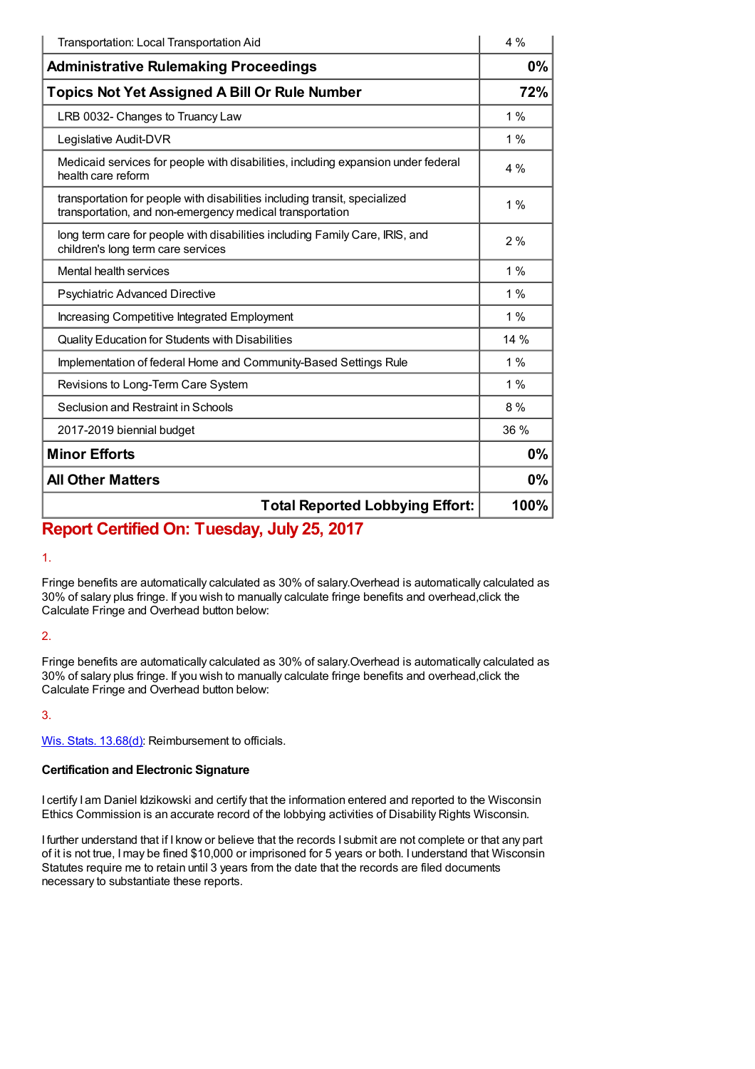| | |
|---|---|
| Transportation: Local Transportation Aid | 4 % |
| **Administrative Rulemaking Proceedings** | **0%** |
| **Topics Not Yet Assigned A Bill Or Rule Number** | **72%** |
| LRB 0032- Changes to Truancy Law | 1 % |
| Legislative Audit-DVR | 1 % |
| Medicaid services for people with disabilities, including expansion under federal health care reform | 4 % |
| transportation for people with disabilities including transit, specialized transportation, and non-emergency medical transportation | 1 % |
| long term care for people with disabilities including Family Care, IRIS, and children's long term care services | 2 % |
| Mental health services | 1 % |
| Psychiatric Advanced Directive | 1 % |
| Increasing Competitive Integrated Employment | 1 % |
| Quality Education for Students with Disabilities | 14 % |
| Implementation of federal Home and Community-Based Settings Rule | 1 % |
| Revisions to Long-Term Care System | 1 % |
| Seclusion and Restraint in Schools | 8 % |
| 2017-2019 biennial budget | 36 % |
| **Minor Efforts** | **0%** |
| **All Other Matters** | **0%** |
| **Total Reported Lobbying Effort:** | **100%** |

## Report Certified On: Tuesday, July 25, 2017

1.

Fringe benefits are automatically calculated as 30% of salary.Overhead is automatically calculated as 30% of salary plus fringe. If you wish to manually calculate fringe benefits and overhead,click the Calculate Fringe and Overhead button below:

2.

Fringe benefits are automatically calculated as 30% of salary.Overhead is automatically calculated as 30% of salary plus fringe. If you wish to manually calculate fringe benefits and overhead,click the Calculate Fringe and Overhead button below:

3.

Wis. Stats. 13.68(d): Reimbursement to officials.

**Certification and Electronic Signature**

I certify I am Daniel Idzikowski and certify that the information entered and reported to the Wisconsin Ethics Commission is an accurate record of the lobbying activities of Disability Rights Wisconsin.

I further understand that if I know or believe that the records I submit are not complete or that any part of it is not true, I may be fined $10,000 or imprisoned for 5 years or both. I understand that Wisconsin Statutes require me to retain until 3 years from the date that the records are filed documents necessary to substantiate these reports.